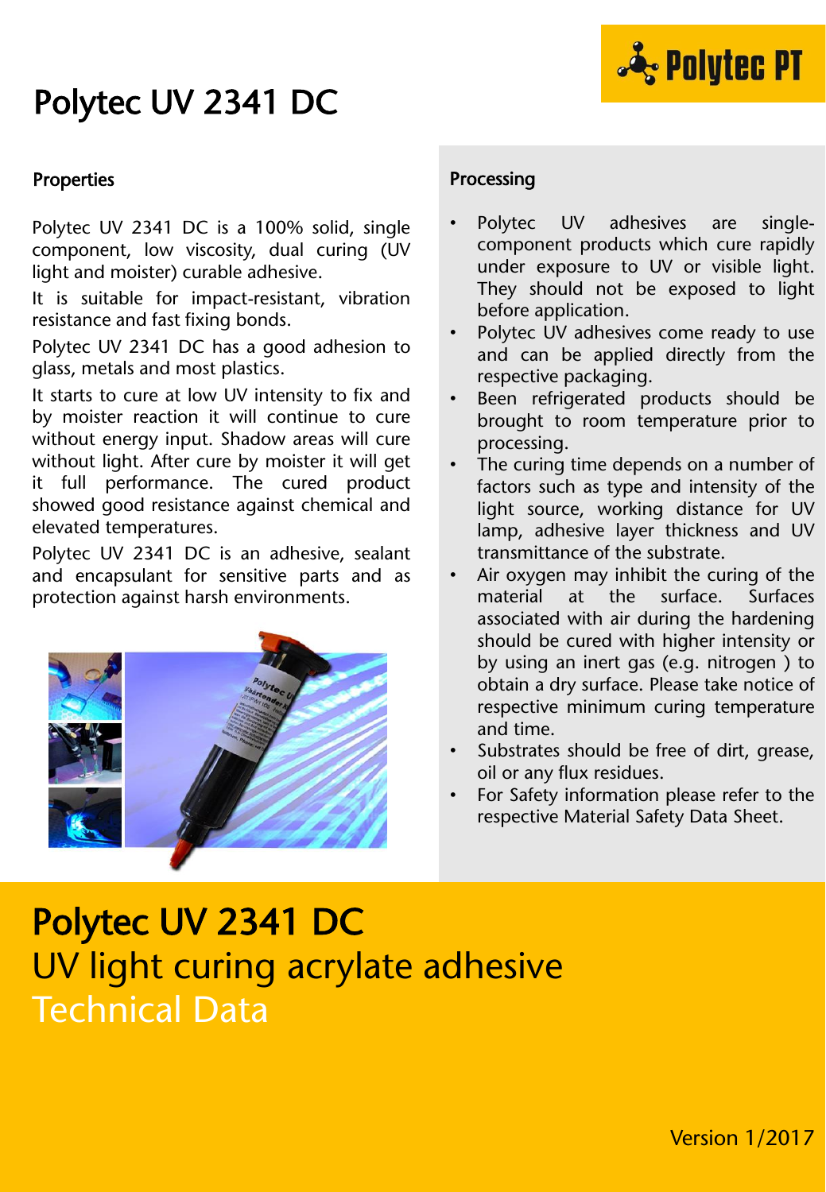# Polytec UV 2341 DC

## Properties

Polytec UV 2341 DC is a 100% solid, single component, low viscosity, dual curing (UV light and moister) curable adhesive.

It is suitable for impact-resistant, vibration resistance and fast fixing bonds.

Polytec UV 2341 DC has a good adhesion to glass, metals and most plastics.

It starts to cure at low UV intensity to fix and by moister reaction it will continue to cure without energy input. Shadow areas will cure without light. After cure by moister it will get it full performance. The cured product showed good resistance against chemical and elevated temperatures.

Polytec UV 2341 DC is an adhesive, sealant and encapsulant for sensitive parts and as protection against harsh environments.

## Processing

- Polytec UV adhesives are single-component products which cure rapidly under exposure to UV or visible light. They should not be exposed to light before application.
- Polytec UV adhesives come ready to use and can be applied directly from the respective packaging.
- Been refrigerated products should be brought to room temperature prior to processing.
- The curing time depends on a number of factors such as type and intensity of the light source, working distance for UV lamp, adhesive layer thickness and UV transmittance of the substrate.
- Air oxygen may inhibit the curing of the material at the surface. Surfaces associated with air during the hardening should be cured with higher intensity or by using an inert gas (e.g. nitrogen ) to obtain a dry surface. Please take notice of respective minimum curing temperature and time.
- Substrates should be free of dirt, grease, oil or any flux residues.
- For Safety information please refer to the respective Material Safety Data Sheet.

# Polytec UV 2341 DC

## UV light curing acrylate adhesive

## Technical Data

Version 1/2017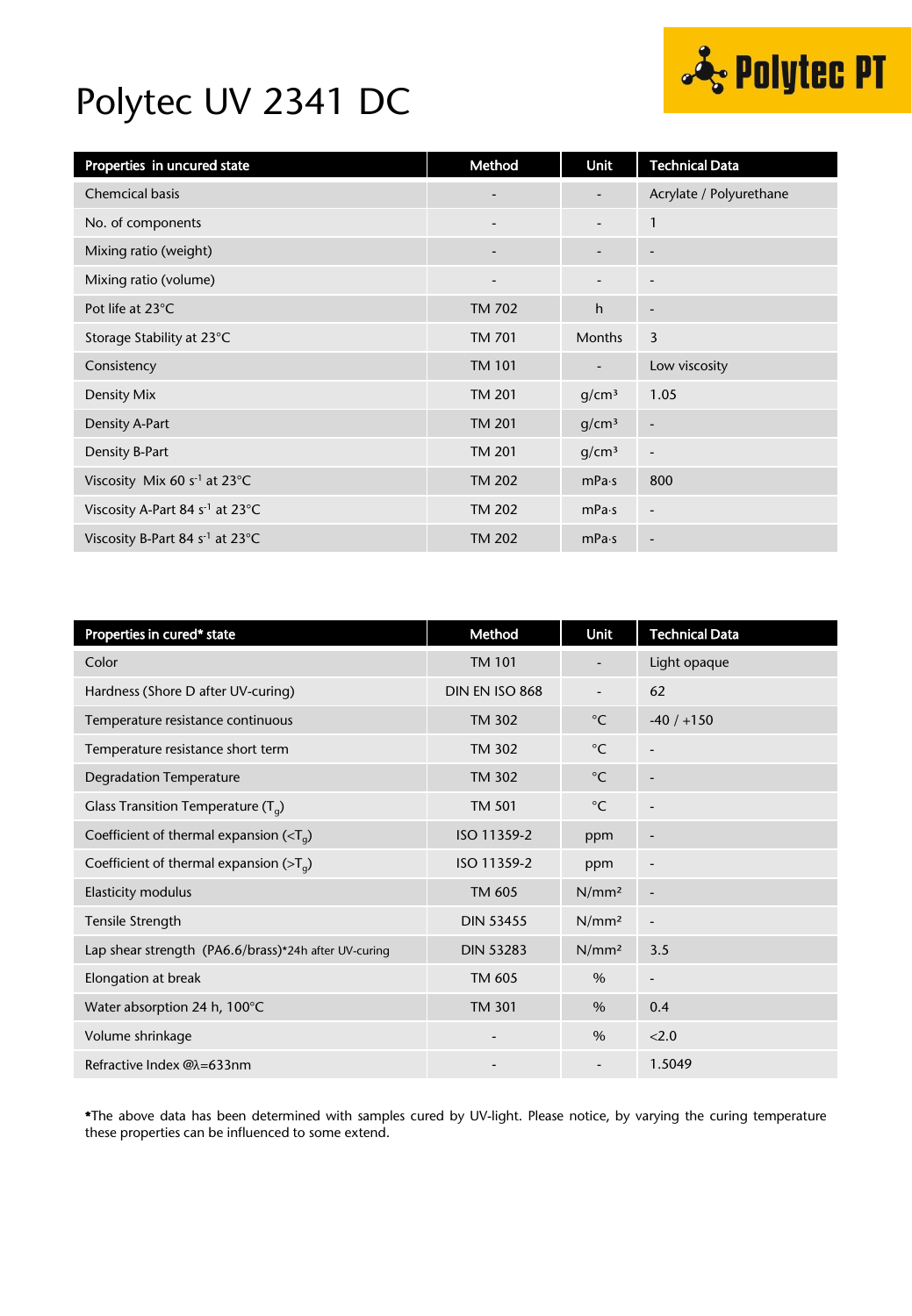# Polytec UV 2341 DC

| Properties in uncured state | Method | Unit | Technical Data |
|---|---|---|---|
| Chemcical basis | - | - | Acrylate / Polyurethane |
| No. of components | - | - | 1 |
| Mixing ratio (weight) | - | - | - |
| Mixing ratio (volume) | - | - | - |
| Pot life at 23°C | TM 702 | h | - |
| Storage Stability at 23°C | TM 701 | Months | 3 |
| Consistency | TM 101 | - | Low viscosity |
| Density Mix | TM 201 | g/cm³ | 1.05 |
| Density A-Part | TM 201 | g/cm³ | - |
| Density B-Part | TM 201 | g/cm³ | - |
| Viscosity Mix 60 $s^{-1}$ at 23°C | TM 202 | mPa·s | 800 |
| Viscosity A-Part 84 $s^{-1}$ at 23°C | TM 202 | mPa·s | - |
| Viscosity B-Part 84 $s^{-1}$ at 23°C | TM 202 | mPa·s | - |

| Properties in cured* state | Method | Unit | Technical Data |
|---|---|---|---|
| Color | TM 101 | - | Light opaque |
| Hardness (Shore D after UV-curing) | DIN EN ISO 868 | - | 62 |
| Temperature resistance continuous | TM 302 | °C | -40 / +150 |
| Temperature resistance short term | TM 302 | °C | - |
| Degradation Temperature | TM 302 | °C | - |
| Glass Transition Temperature ($T_g$) | TM 501 | °C | - |
| Coefficient of thermal expansion (<$T_g$) | ISO 11359-2 | ppm | - |
| Coefficient of thermal expansion (>$T_g$) | ISO 11359-2 | ppm | - |
| Elasticity modulus | TM 605 | N/mm² | - |
| Tensile Strength | DIN 53455 | N/mm² | - |
| Lap shear strength (PA6.6/brass)*24h after UV-curing | DIN 53283 | N/mm² | 3.5 |
| Elongation at break | TM 605 | % | - |
| Water absorption 24 h, 100°C | TM 301 | % | 0.4 |
| Volume shrinkage | - | % | <2.0 |
| Refractive Index @λ=633nm | - | - | 1.5049 |

*The above data has been determined with samples cured by UV-light. Please notice, by varying the curing temperature these properties can be influenced to some extend.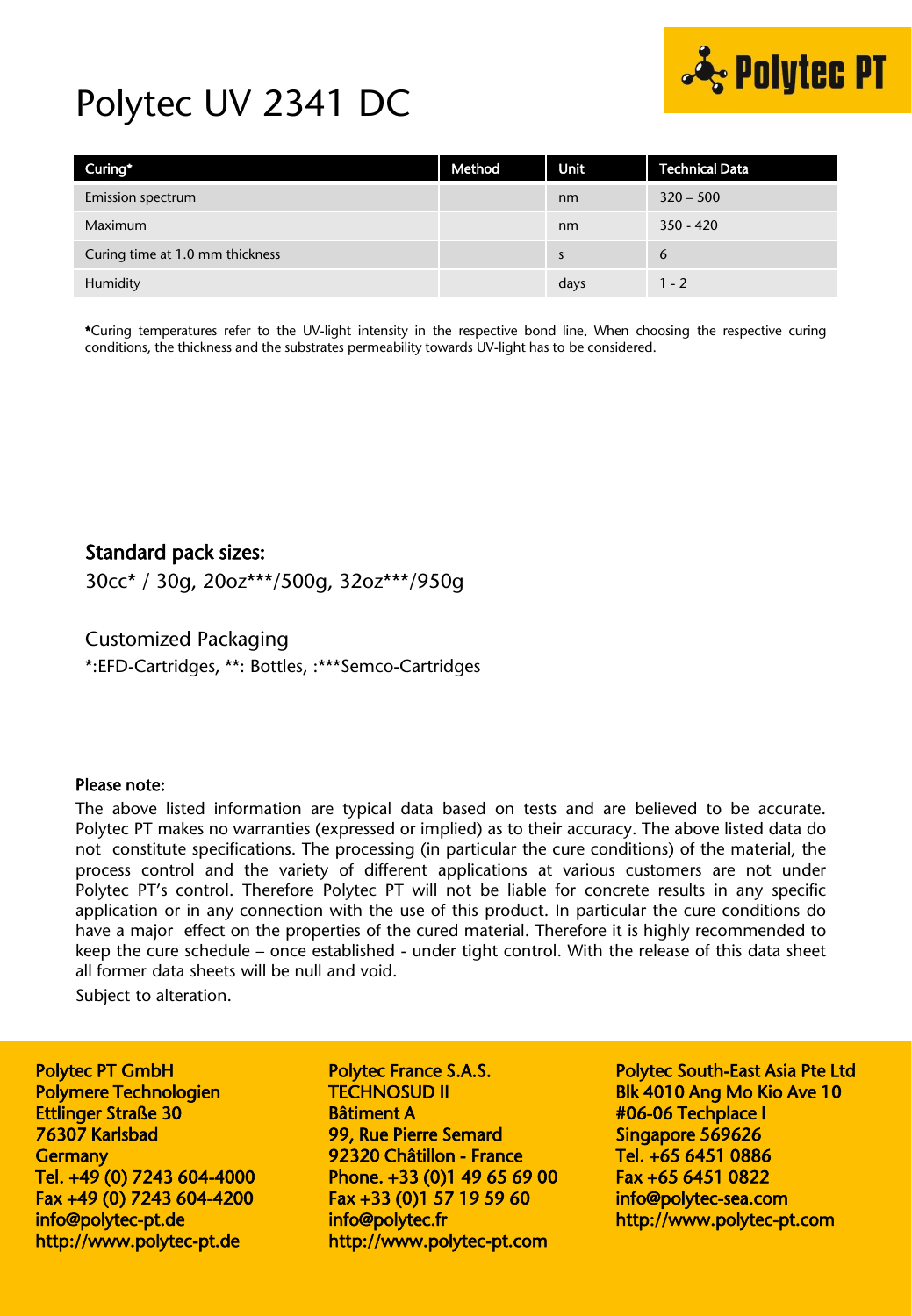# Polytec UV 2341 DC

| Curing* | Method | Unit | Technical Data |
|---|---|---|---|
| Emission spectrum | | nm | 320 – 500 |
| Maximum | | nm | 350 - 420 |
| Curing time at 1.0 mm thickness | | s | 6 |
| Humidity | | days | 1 - 2 |

*Curing temperatures refer to the UV-light intensity in the respective bond line. When choosing the respective curing conditions, the thickness and the substrates permeability towards UV-light has to be considered.

## Standard pack sizes:

30cc* / 30g, 20oz***/500g, 32oz***/950g

Customized Packaging

*:EFD-Cartridges, **: Bottles, :***Semco-Cartridges

**Please note:**

The above listed information are typical data based on tests and are believed to be accurate. Polytec PT makes no warranties (expressed or implied) as to their accuracy. The above listed data do not constitute specifications. The processing (in particular the cure conditions) of the material, the process control and the variety of different applications at various customers are not under Polytec PT's control. Therefore Polytec PT will not be liable for concrete results in any specific application or in any connection with the use of this product. In particular the cure conditions do have a major effect on the properties of the cured material. Therefore it is highly recommended to keep the cure schedule – once established - under tight control. With the release of this data sheet all former data sheets will be null and void.

Subject to alteration.

Polytec PT GmbH
Polymere Technologien
Ettlinger Straße 30
76307 Karlsbad
Germany
Tel. +49 (0) 7243 604-4000
Fax +49 (0) 7243 604-4200
info@polytec-pt.de
http://www.polytec-pt.de

Polytec France S.A.S.
TECHNOSUD II
Bâtiment A
99, Rue Pierre Semard
92320 Châtillon - France
Phone. +33 (0)1 49 65 69 00
Fax +33 (0)1 57 19 59 60
info@polytec.fr
http://www.polytec-pt.com

Polytec South-East Asia Pte Ltd
Blk 4010 Ang Mo Kio Ave 10
#06-06 Techplace I
Singapore 569626
Tel. +65 6451 0886
Fax +65 6451 0822
info@polytec-sea.com
http://www.polytec-pt.com